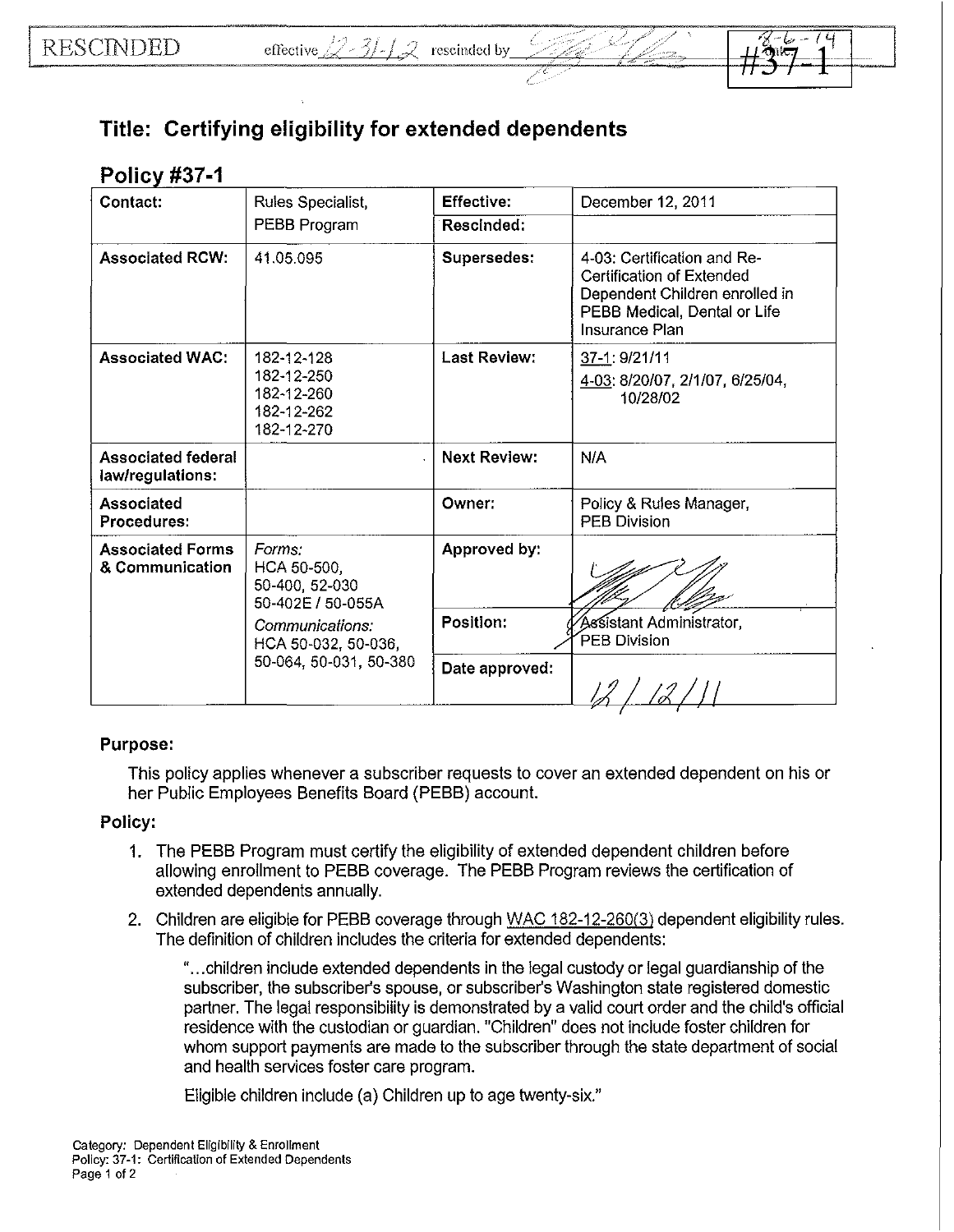RESCINDED effective 12-31-12 rescinded by ______ 8-6-14 #37-1

# Title: Certifying eligibility for extended dependents

## Policy #37-1

| Contact: | Rules Specialist, PEBB Program | Effective: | December 12, 2011 |
|---|---|---|---|
| | | Rescinded: | |
| Associated RCW: | 41.05.095 | Supersedes: | 4-03: Certification and Re-Certification of Extended Dependent Children enrolled in PEBB Medical, Dental or Life Insurance Plan |
| Associated WAC: | 182-12-128<br>182-12-250<br>182-12-260<br>182-12-262<br>182-12-270 | Last Review: | 37-1: 9/21/11<br>4-03: 8/20/07, 2/1/07, 6/25/04, 10/28/02 |
| Associated federal law/regulations: | | Next Review: | N/A |
| Associated Procedures: | | Owner: | Policy & Rules Manager, PEB Division |
| Associated Forms & Communication | *Forms:*<br>HCA 50-500, 50-400, 52-030<br>50-402E / 50-055A<br>*Communications:*<br>HCA 50-032, 50-036, 50-064, 50-031, 50-380 | Approved by: | |
| | | Position: | Assistant Administrator, PEB Division |
| | | Date approved: | 12/12/11 |

**Purpose:**

This policy applies whenever a subscriber requests to cover an extended dependent on his or her Public Employees Benefits Board (PEBB) account.

**Policy:**

1. The PEBB Program must certify the eligibility of extended dependent children before allowing enrollment to PEBB coverage. The PEBB Program reviews the certification of extended dependents annually.
2. Children are eligible for PEBB coverage through WAC 182-12-260(3) dependent eligibility rules. The definition of children includes the criteria for extended dependents:

   "…children include extended dependents in the legal custody or legal guardianship of the subscriber, the subscriber's spouse, or subscriber's Washington state registered domestic partner. The legal responsibility is demonstrated by a valid court order and the child's official residence with the custodian or guardian. "Children" does not include foster children for whom support payments are made to the subscriber through the state department of social and health services foster care program.

   Eligible children include (a) Children up to age twenty-six."

Category: Dependent Eligibility & Enrollment
Policy: 37-1: Certification of Extended Dependents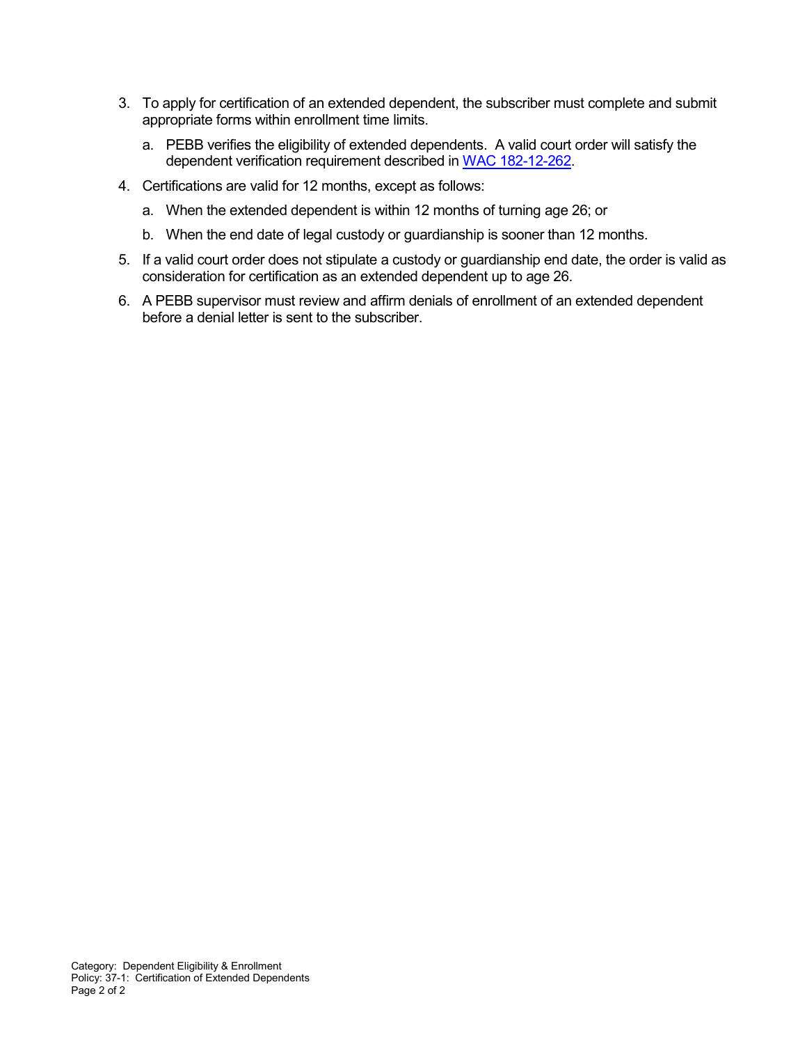3. To apply for certification of an extended dependent, the subscriber must complete and submit appropriate forms within enrollment time limits.

   a. PEBB verifies the eligibility of extended dependents. A valid court order will satisfy the dependent verification requirement described in [WAC 182-12-262](WAC 182-12-262).

4. Certifications are valid for 12 months, except as follows:

   a. When the extended dependent is within 12 months of turning age 26; or

   b. When the end date of legal custody or guardianship is sooner than 12 months.

5. If a valid court order does not stipulate a custody or guardianship end date, the order is valid as consideration for certification as an extended dependent up to age 26.

6. A PEBB supervisor must review and affirm denials of enrollment of an extended dependent before a denial letter is sent to the subscriber.